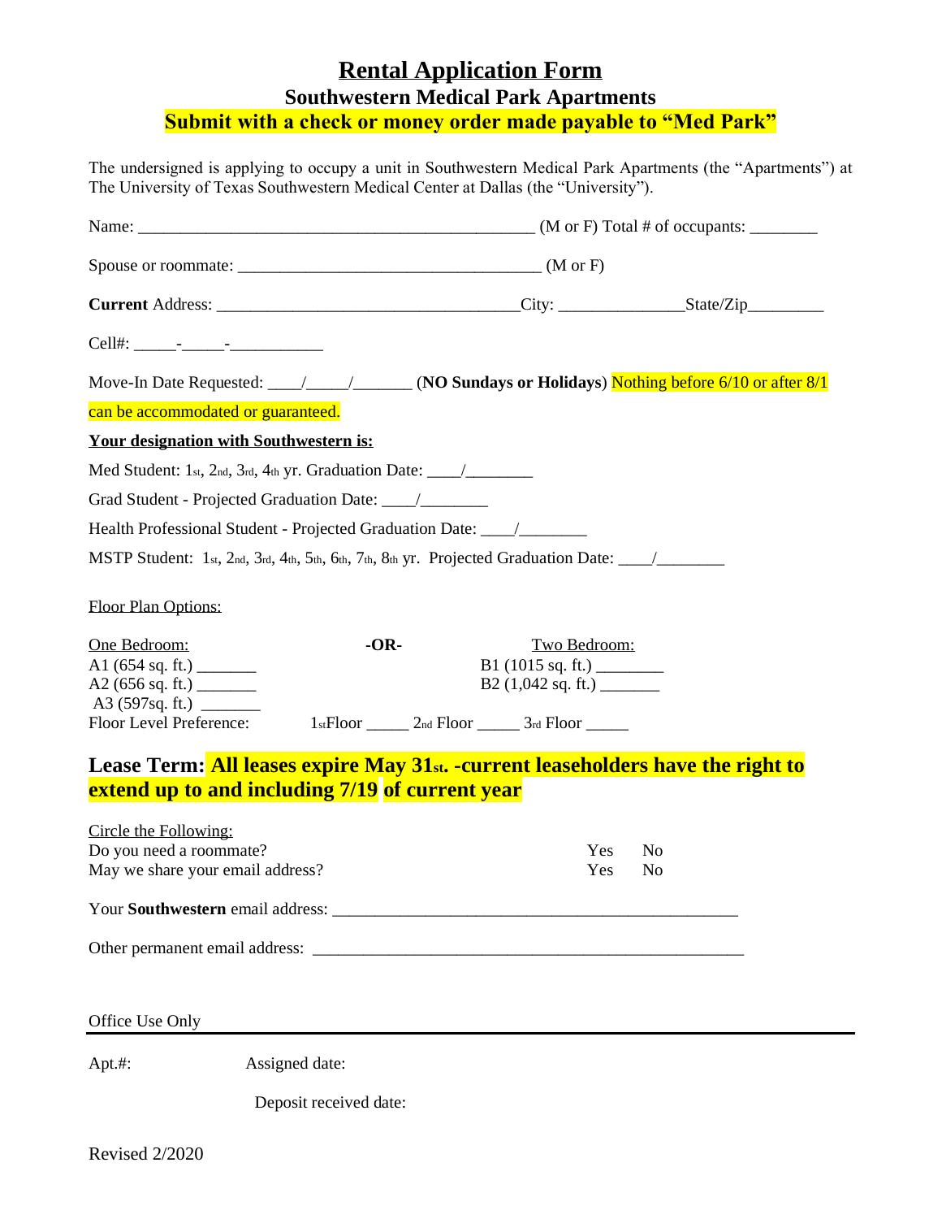# Rental Application Form

## Southwestern Medical Park Apartments

**Submit with a check or money order made payable to "Med Park"**

The undersigned is applying to occupy a unit in Southwestern Medical Park Apartments (the "Apartments") at The University of Texas Southwestern Medical Center at Dallas (the "University").

Name: _______________________________________________ (M or F) Total # of occupants: ________

Spouse or roommate: ___________________________________ (M or F)

**Current** Address: ___________________________________City: _______________State/Zip_________

Cell#: _____-_____-___________

Move-In Date Requested: ____/_____/_______ (**NO Sundays or Holidays**) Nothing before 6/10 or after 8/1 can be accommodated or guaranteed.

**Your designation with Southwestern is:**

Med Student: 1st, 2nd, 3rd, 4th yr. Graduation Date: ____/________

Grad Student - Projected Graduation Date: ____/________

Health Professional Student - Projected Graduation Date: ____/________

MSTP Student: 1st, 2nd, 3rd, 4th, 5th, 6th, 7th, 8th yr. Projected Graduation Date: ____/________

Floor Plan Options:

One Bedroom:
A1 (654 sq. ft.) _______
A2 (656 sq. ft.) _______
A3 (597sq. ft.) _______

**-OR-**

Two Bedroom:
B1 (1015 sq. ft.) ________
B2 (1,042 sq. ft.) _______

Floor Level Preference: 1st Floor _____ 2nd Floor _____ 3rd Floor _____

**Lease Term: All leases expire May 31st. -current leaseholders have the right to extend up to and including 7/19 of current year**

Circle the Following:

| | | |
|---|---|---|
| Do you need a roommate? | Yes | No |
| May we share your email address? | Yes | No |

Your **Southwestern** email address: _______________________________________________

Other permanent email address: ___________________________________________________

Office Use Only

Apt.#: Assigned date:

Deposit received date:

Revised 2/2020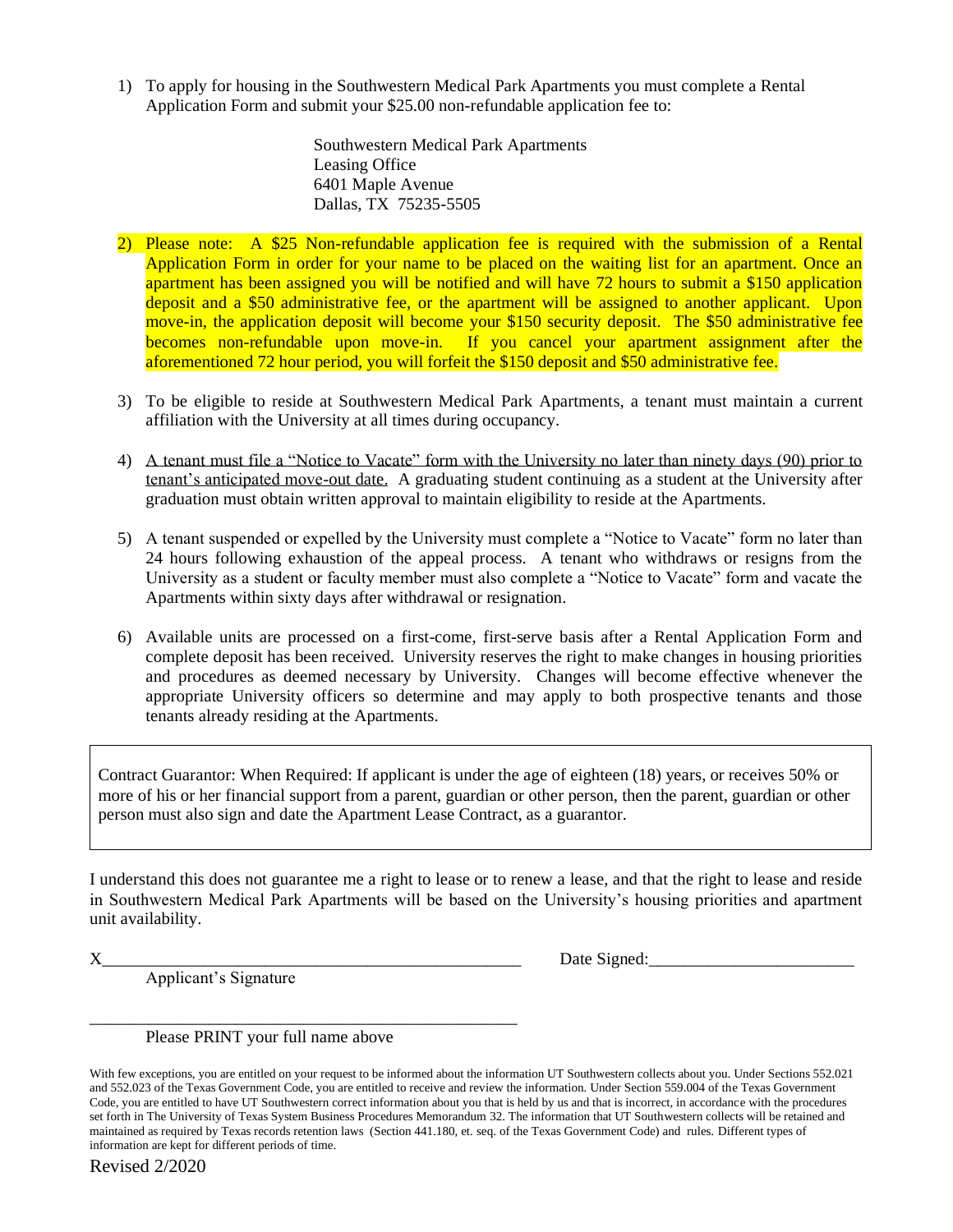1) To apply for housing in the Southwestern Medical Park Apartments you must complete a Rental Application Form and submit your $25.00 non-refundable application fee to:

   Southwestern Medical Park Apartments  
   Leasing Office  
   6401 Maple Avenue  
   Dallas, TX 75235-5505

2) Please note: A $25 Non-refundable application fee is required with the submission of a Rental Application Form in order for your name to be placed on the waiting list for an apartment. Once an apartment has been assigned you will be notified and will have 72 hours to submit a $150 application deposit and a $50 administrative fee, or the apartment will be assigned to another applicant. Upon move-in, the application deposit will become your $150 security deposit. The $50 administrative fee becomes non-refundable upon move-in. If you cancel your apartment assignment after the aforementioned 72 hour period, you will forfeit the $150 deposit and $50 administrative fee.

3) To be eligible to reside at Southwestern Medical Park Apartments, a tenant must maintain a current affiliation with the University at all times during occupancy.

4) A tenant must file a "Notice to Vacate" form with the University no later than ninety days (90) prior to tenant's anticipated move-out date. A graduating student continuing as a student at the University after graduation must obtain written approval to maintain eligibility to reside at the Apartments.

5) A tenant suspended or expelled by the University must complete a "Notice to Vacate" form no later than 24 hours following exhaustion of the appeal process. A tenant who withdraws or resigns from the University as a student or faculty member must also complete a "Notice to Vacate" form and vacate the Apartments within sixty days after withdrawal or resignation.

6) Available units are processed on a first-come, first-serve basis after a Rental Application Form and complete deposit has been received. University reserves the right to make changes in housing priorities and procedures as deemed necessary by University. Changes will become effective whenever the appropriate University officers so determine and may apply to both prospective tenants and those tenants already residing at the Apartments.

Contract Guarantor: When Required: If applicant is under the age of eighteen (18) years, or receives 50% or more of his or her financial support from a parent, guardian or other person, then the parent, guardian or other person must also sign and date the Apartment Lease Contract, as a guarantor.

I understand this does not guarantee me a right to lease or to renew a lease, and that the right to lease and reside in Southwestern Medical Park Apartments will be based on the University's housing priorities and apartment unit availability.

X__________________________________________________ Date Signed:_______________________

Applicant's Signature

__________________________________________________

Please PRINT your full name above

With few exceptions, you are entitled on your request to be informed about the information UT Southwestern collects about you. Under Sections 552.021 and 552.023 of the Texas Government Code, you are entitled to receive and review the information. Under Section 559.004 of the Texas Government Code, you are entitled to have UT Southwestern correct information about you that is held by us and that is incorrect, in accordance with the procedures set forth in The University of Texas System Business Procedures Memorandum 32. The information that UT Southwestern collects will be retained and maintained as required by Texas records retention laws (Section 441.180, et. seq. of the Texas Government Code) and rules. Different types of information are kept for different periods of time.

Revised 2/2020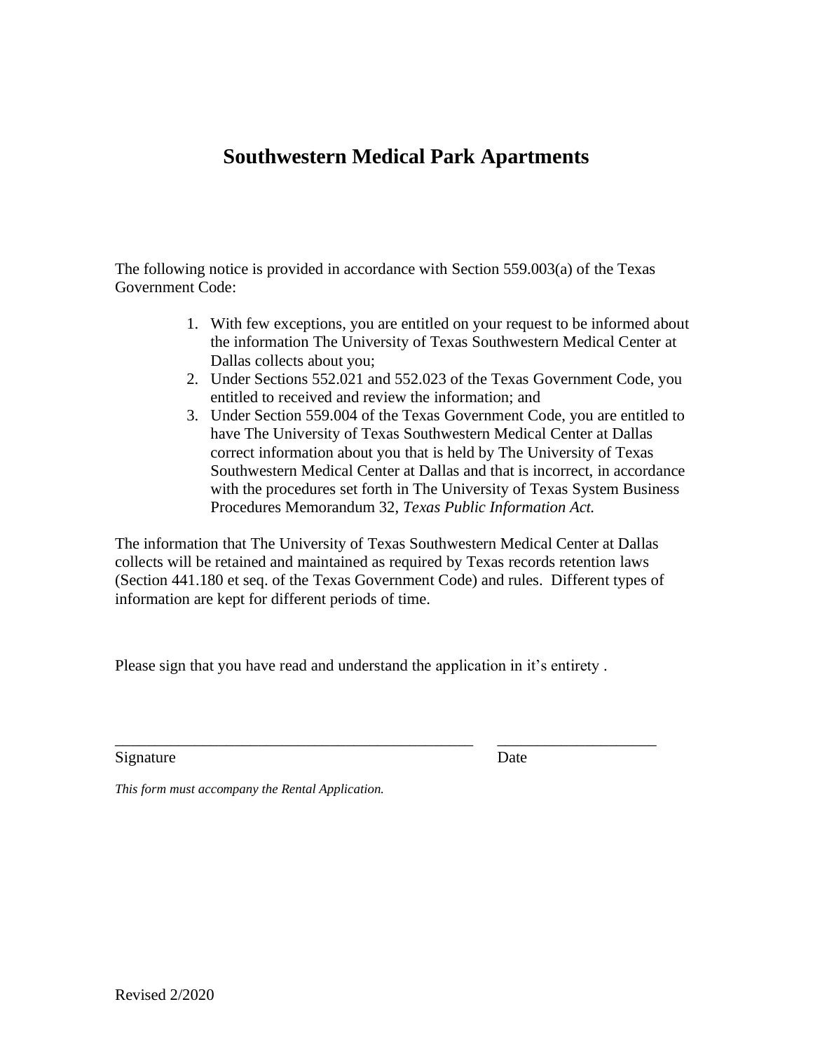# Southwestern Medical Park Apartments

The following notice is provided in accordance with Section 559.003(a) of the Texas Government Code:

1. With few exceptions, you are entitled on your request to be informed about the information The University of Texas Southwestern Medical Center at Dallas collects about you;
2. Under Sections 552.021 and 552.023 of the Texas Government Code, you entitled to received and review the information; and
3. Under Section 559.004 of the Texas Government Code, you are entitled to have The University of Texas Southwestern Medical Center at Dallas correct information about you that is held by The University of Texas Southwestern Medical Center at Dallas and that is incorrect, in accordance with the procedures set forth in The University of Texas System Business Procedures Memorandum 32, *Texas Public Information Act.*

The information that The University of Texas Southwestern Medical Center at Dallas collects will be retained and maintained as required by Texas records retention laws (Section 441.180 et seq. of the Texas Government Code) and rules. Different types of information are kept for different periods of time.

Please sign that you have read and understand the application in it's entirety .

_______________________________________________ ____________________

Signature Date

*This form must accompany the Rental Application.*

Revised 2/2020